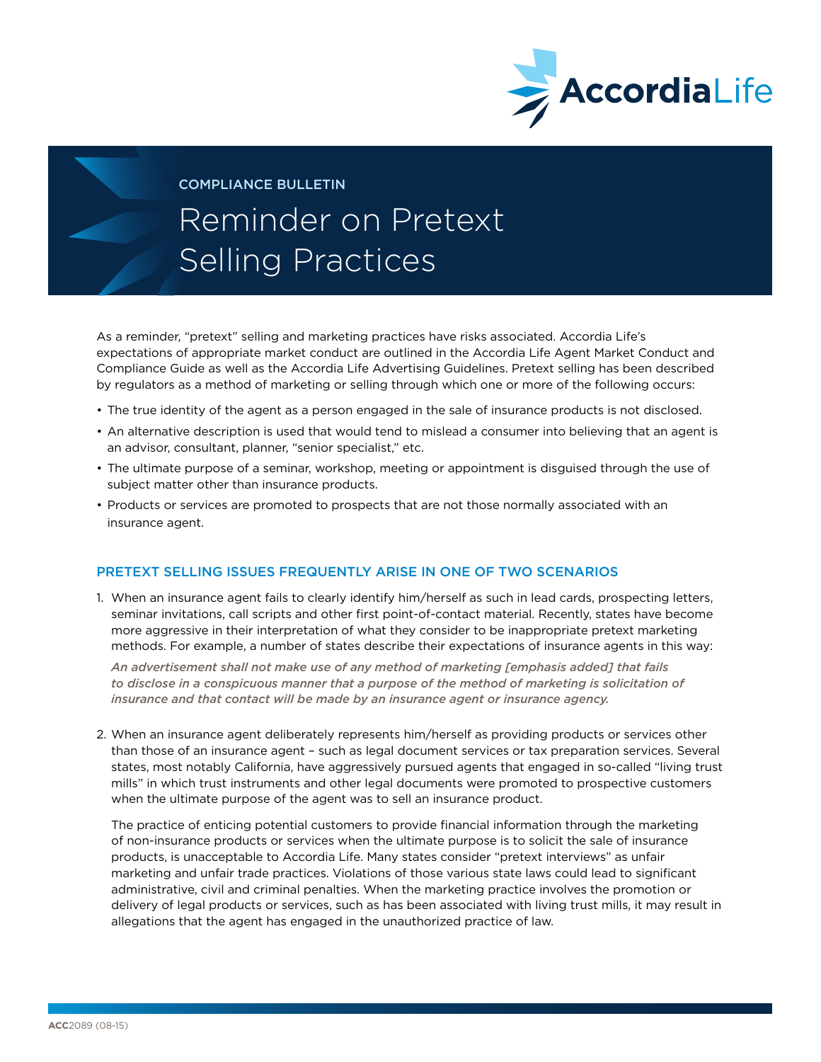AccordiaLife

COMPLIANCE BULLETIN

# Reminder on Pretext Selling Practices

As a reminder, "pretext" selling and marketing practices have risks associated. Accordia Life's expectations of appropriate market conduct are outlined in the Accordia Life Agent Market Conduct and Compliance Guide as well as the Accordia Life Advertising Guidelines. Pretext selling has been described by regulators as a method of marketing or selling through which one or more of the following occurs:

- The true identity of the agent as a person engaged in the sale of insurance products is not disclosed.
- An alternative description is used that would tend to mislead a consumer into believing that an agent is an advisor, consultant, planner, "senior specialist," etc.
- The ultimate purpose of a seminar, workshop, meeting or appointment is disguised through the use of subject matter other than insurance products.
- Products or services are promoted to prospects that are not those normally associated with an insurance agent.

## PRETEXT SELLING ISSUES FREQUENTLY ARISE IN ONE OF TWO SCENARIOS

1. When an insurance agent fails to clearly identify him/herself as such in lead cards, prospecting letters, seminar invitations, call scripts and other first point-of-contact material. Recently, states have become more aggressive in their interpretation of what they consider to be inappropriate pretext marketing methods. For example, a number of states describe their expectations of insurance agents in this way:

   *An advertisement shall not make use of any method of marketing [emphasis added] that fails to disclose in a conspicuous manner that a purpose of the method of marketing is solicitation of insurance and that contact will be made by an insurance agent or insurance agency.*

2. When an insurance agent deliberately represents him/herself as providing products or services other than those of an insurance agent – such as legal document services or tax preparation services. Several states, most notably California, have aggressively pursued agents that engaged in so-called "living trust mills" in which trust instruments and other legal documents were promoted to prospective customers when the ultimate purpose of the agent was to sell an insurance product.

   The practice of enticing potential customers to provide financial information through the marketing of non-insurance products or services when the ultimate purpose is to solicit the sale of insurance products, is unacceptable to Accordia Life. Many states consider "pretext interviews" as unfair marketing and unfair trade practices. Violations of those various state laws could lead to significant administrative, civil and criminal penalties. When the marketing practice involves the promotion or delivery of legal products or services, such as has been associated with living trust mills, it may result in allegations that the agent has engaged in the unauthorized practice of law.

ACC2089 (08-15)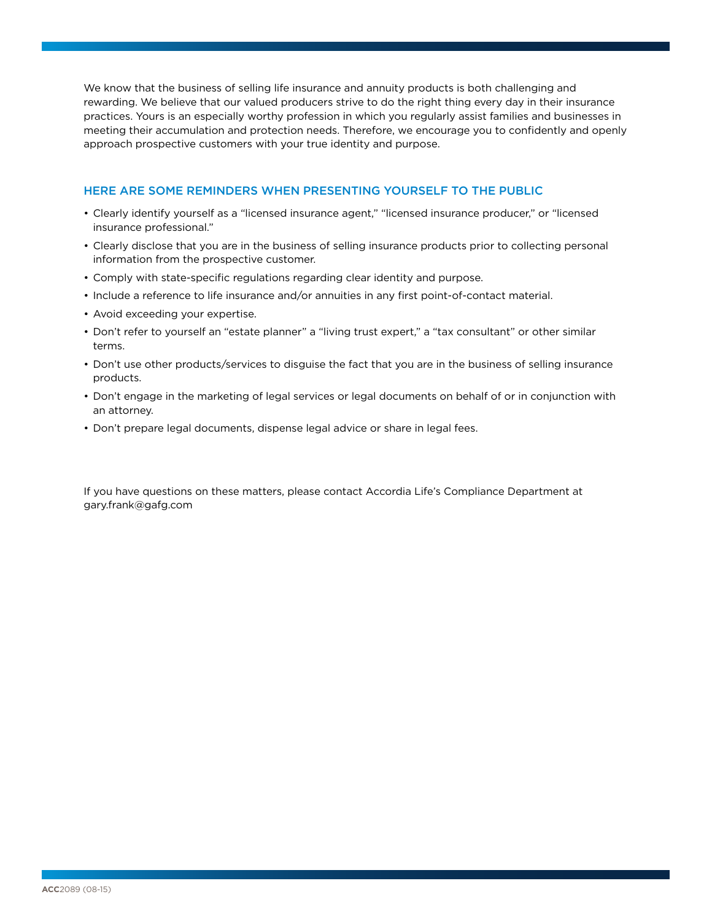We know that the business of selling life insurance and annuity products is both challenging and rewarding. We believe that our valued producers strive to do the right thing every day in their insurance practices. Yours is an especially worthy profession in which you regularly assist families and businesses in meeting their accumulation and protection needs. Therefore, we encourage you to confidently and openly approach prospective customers with your true identity and purpose.

## HERE ARE SOME REMINDERS WHEN PRESENTING YOURSELF TO THE PUBLIC

- Clearly identify yourself as a "licensed insurance agent," "licensed insurance producer," or "licensed insurance professional."
- Clearly disclose that you are in the business of selling insurance products prior to collecting personal information from the prospective customer.
- Comply with state-specific regulations regarding clear identity and purpose.
- Include a reference to life insurance and/or annuities in any first point-of-contact material.
- Avoid exceeding your expertise.
- Don't refer to yourself an "estate planner" a "living trust expert," a "tax consultant" or other similar terms.
- Don't use other products/services to disguise the fact that you are in the business of selling insurance products.
- Don't engage in the marketing of legal services or legal documents on behalf of or in conjunction with an attorney.
- Don't prepare legal documents, dispense legal advice or share in legal fees.

If you have questions on these matters, please contact Accordia Life's Compliance Department at gary.frank@gafg.com

**ACC**2089 (08-15)